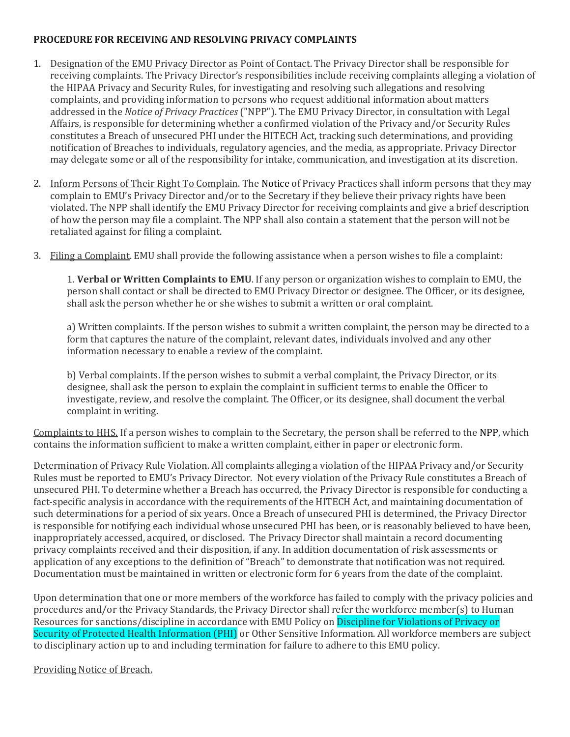**PROCEDURE FOR RECEIVING AND RESOLVING PRIVACY COMPLAINTS**

1. Designation of the EMU Privacy Director as Point of Contact. The Privacy Director shall be responsible for receiving complaints. The Privacy Director's responsibilities include receiving complaints alleging a violation of the HIPAA Privacy and Security Rules, for investigating and resolving such allegations and resolving complaints, and providing information to persons who request additional information about matters addressed in the *Notice of Privacy Practices* ("NPP"). The EMU Privacy Director, in consultation with Legal Affairs, is responsible for determining whether a confirmed violation of the Privacy and/or Security Rules constitutes a Breach of unsecured PHI under the HITECH Act, tracking such determinations, and providing notification of Breaches to individuals, regulatory agencies, and the media, as appropriate. Privacy Director may delegate some or all of the responsibility for intake, communication, and investigation at its discretion.

2. Inform Persons of Their Right To Complain. The Notice of Privacy Practices shall inform persons that they may complain to EMU's Privacy Director and/or to the Secretary if they believe their privacy rights have been violated. The NPP shall identify the EMU Privacy Director for receiving complaints and give a brief description of how the person may file a complaint. The NPP shall also contain a statement that the person will not be retaliated against for filing a complaint.

3. Filing a Complaint. EMU shall provide the following assistance when a person wishes to file a complaint:

   1. **Verbal or Written Complaints to EMU**. If any person or organization wishes to complain to EMU, the person shall contact or shall be directed to EMU Privacy Director or designee. The Officer, or its designee, shall ask the person whether he or she wishes to submit a written or oral complaint.

   a) Written complaints. If the person wishes to submit a written complaint, the person may be directed to a form that captures the nature of the complaint, relevant dates, individuals involved and any other information necessary to enable a review of the complaint.

   b) Verbal complaints. If the person wishes to submit a verbal complaint, the Privacy Director, or its designee, shall ask the person to explain the complaint in sufficient terms to enable the Officer to investigate, review, and resolve the complaint. The Officer, or its designee, shall document the verbal complaint in writing.

Complaints to HHS. If a person wishes to complain to the Secretary, the person shall be referred to the NPP, which contains the information sufficient to make a written complaint, either in paper or electronic form.

Determination of Privacy Rule Violation. All complaints alleging a violation of the HIPAA Privacy and/or Security Rules must be reported to EMU's Privacy Director. Not every violation of the Privacy Rule constitutes a Breach of unsecured PHI. To determine whether a Breach has occurred, the Privacy Director is responsible for conducting a fact-specific analysis in accordance with the requirements of the HITECH Act, and maintaining documentation of such determinations for a period of six years. Once a Breach of unsecured PHI is determined, the Privacy Director is responsible for notifying each individual whose unsecured PHI has been, or is reasonably believed to have been, inappropriately accessed, acquired, or disclosed. The Privacy Director shall maintain a record documenting privacy complaints received and their disposition, if any. In addition documentation of risk assessments or application of any exceptions to the definition of "Breach" to demonstrate that notification was not required. Documentation must be maintained in written or electronic form for 6 years from the date of the complaint.

Upon determination that one or more members of the workforce has failed to comply with the privacy policies and procedures and/or the Privacy Standards, the Privacy Director shall refer the workforce member(s) to Human Resources for sanctions/discipline in accordance with EMU Policy on Discipline for Violations of Privacy or Security of Protected Health Information (PHI) or Other Sensitive Information. All workforce members are subject to disciplinary action up to and including termination for failure to adhere to this EMU policy.

Providing Notice of Breach.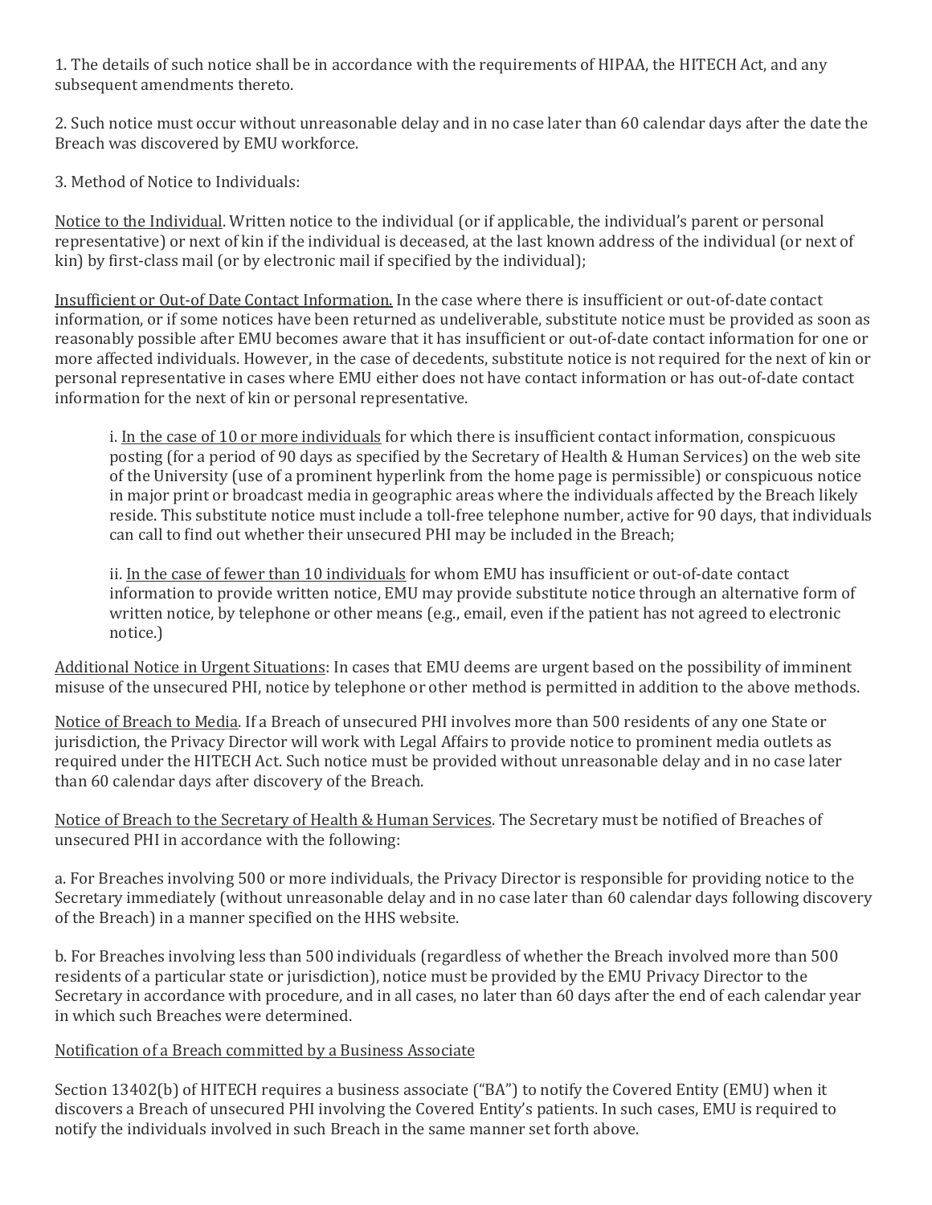1. The details of such notice shall be in accordance with the requirements of HIPAA, the HITECH Act, and any subsequent amendments thereto.

2. Such notice must occur without unreasonable delay and in no case later than 60 calendar days after the date the Breach was discovered by EMU workforce.

3. Method of Notice to Individuals:

<u>Notice to the Individual</u>. Written notice to the individual (or if applicable, the individual's parent or personal representative) or next of kin if the individual is deceased, at the last known address of the individual (or next of kin) by first-class mail (or by electronic mail if specified by the individual);

<u>Insufficient or Out-of Date Contact Information.</u> In the case where there is insufficient or out-of-date contact information, or if some notices have been returned as undeliverable, substitute notice must be provided as soon as reasonably possible after EMU becomes aware that it has insufficient or out-of-date contact information for one or more affected individuals. However, in the case of decedents, substitute notice is not required for the next of kin or personal representative in cases where EMU either does not have contact information or has out-of-date contact information for the next of kin or personal representative.

> i. <u>In the case of 10 or more individuals</u> for which there is insufficient contact information, conspicuous posting (for a period of 90 days as specified by the Secretary of Health & Human Services) on the web site of the University (use of a prominent hyperlink from the home page is permissible) or conspicuous notice in major print or broadcast media in geographic areas where the individuals affected by the Breach likely reside. This substitute notice must include a toll-free telephone number, active for 90 days, that individuals can call to find out whether their unsecured PHI may be included in the Breach;
>
> ii. <u>In the case of fewer than 10 individuals</u> for whom EMU has insufficient or out-of-date contact information to provide written notice, EMU may provide substitute notice through an alternative form of written notice, by telephone or other means (e.g., email, even if the patient has not agreed to electronic notice.)

<u>Additional Notice in Urgent Situations</u>: In cases that EMU deems are urgent based on the possibility of imminent misuse of the unsecured PHI, notice by telephone or other method is permitted in addition to the above methods.

<u>Notice of Breach to Media</u>. If a Breach of unsecured PHI involves more than 500 residents of any one State or jurisdiction, the Privacy Director will work with Legal Affairs to provide notice to prominent media outlets as required under the HITECH Act. Such notice must be provided without unreasonable delay and in no case later than 60 calendar days after discovery of the Breach.

<u>Notice of Breach to the Secretary of Health & Human Services</u>. The Secretary must be notified of Breaches of unsecured PHI in accordance with the following:

a. For Breaches involving 500 or more individuals, the Privacy Director is responsible for providing notice to the Secretary immediately (without unreasonable delay and in no case later than 60 calendar days following discovery of the Breach) in a manner specified on the HHS website.

b. For Breaches involving less than 500 individuals (regardless of whether the Breach involved more than 500 residents of a particular state or jurisdiction), notice must be provided by the EMU Privacy Director to the Secretary in accordance with procedure, and in all cases, no later than 60 days after the end of each calendar year in which such Breaches were determined.

<u>Notification of a Breach committed by a Business Associate</u>

Section 13402(b) of HITECH requires a business associate ("BA") to notify the Covered Entity (EMU) when it discovers a Breach of unsecured PHI involving the Covered Entity's patients. In such cases, EMU is required to notify the individuals involved in such Breach in the same manner set forth above.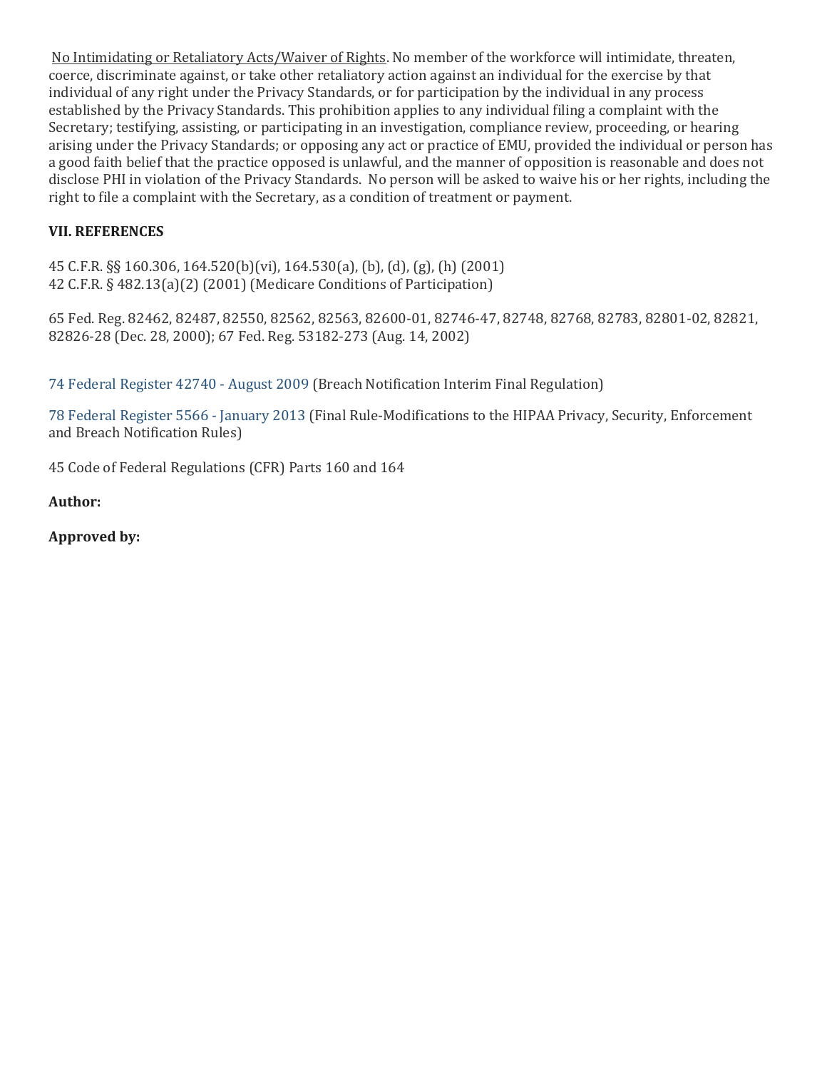No Intimidating or Retaliatory Acts/Waiver of Rights. No member of the workforce will intimidate, threaten, coerce, discriminate against, or take other retaliatory action against an individual for the exercise by that individual of any right under the Privacy Standards, or for participation by the individual in any process established by the Privacy Standards. This prohibition applies to any individual filing a complaint with the Secretary; testifying, assisting, or participating in an investigation, compliance review, proceeding, or hearing arising under the Privacy Standards; or opposing any act or practice of EMU, provided the individual or person has a good faith belief that the practice opposed is unlawful, and the manner of opposition is reasonable and does not disclose PHI in violation of the Privacy Standards. No person will be asked to waive his or her rights, including the right to file a complaint with the Secretary, as a condition of treatment or payment.

**VII. REFERENCES**

45 C.F.R. §§ 160.306, 164.520(b)(vi), 164.530(a), (b), (d), (g), (h) (2001)
42 C.F.R. § 482.13(a)(2) (2001) (Medicare Conditions of Participation)

65 Fed. Reg. 82462, 82487, 82550, 82562, 82563, 82600-01, 82746-47, 82748, 82768, 82783, 82801-02, 82821, 82826-28 (Dec. 28, 2000); 67 Fed. Reg. 53182-273 (Aug. 14, 2002)

74 Federal Register 42740 - August 2009 (Breach Notification Interim Final Regulation)

78 Federal Register 5566 - January 2013 (Final Rule-Modifications to the HIPAA Privacy, Security, Enforcement and Breach Notification Rules)

45 Code of Federal Regulations (CFR) Parts 160 and 164

**Author:**

**Approved by:**